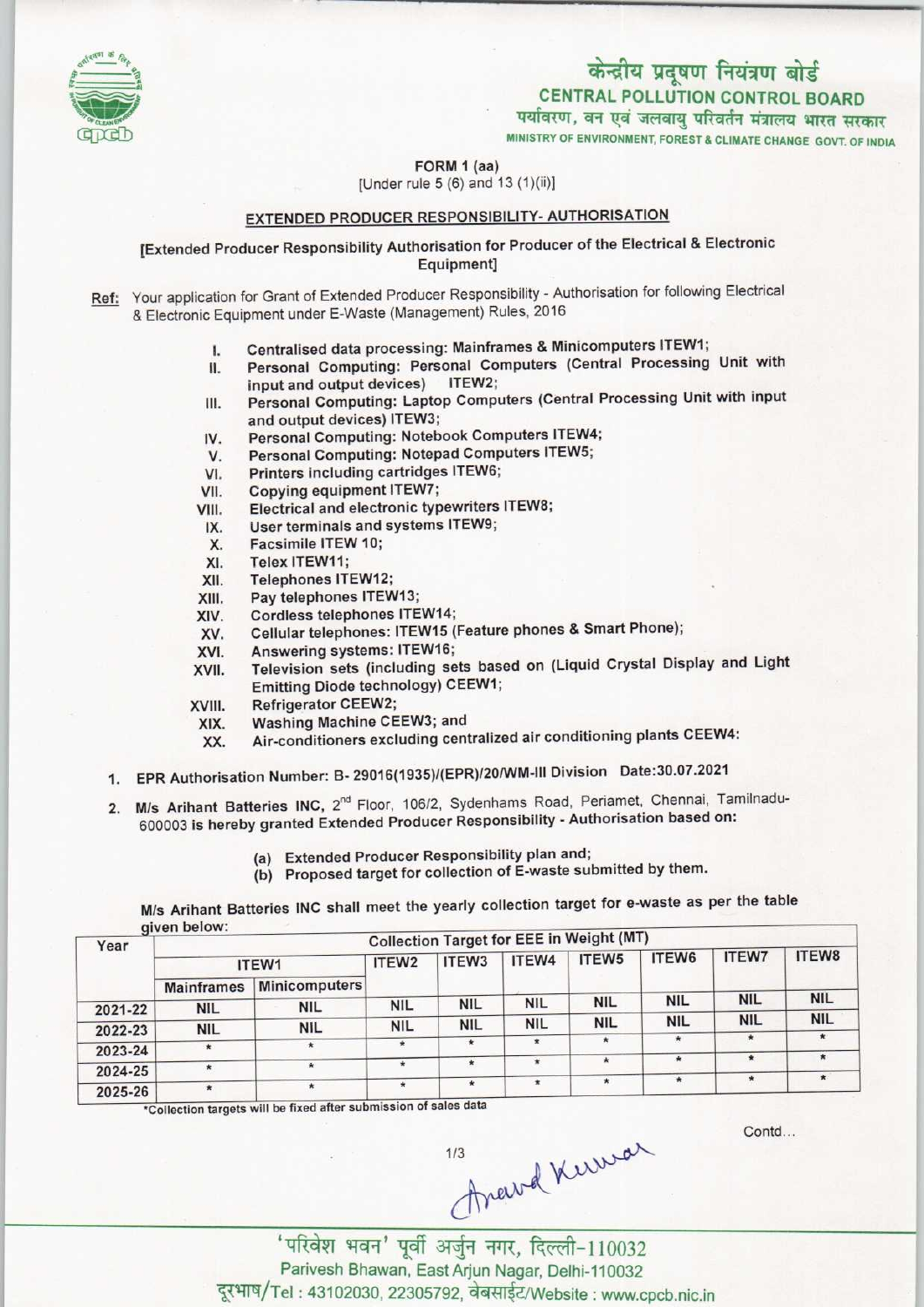केन्द्रीय प्रदूषण नियंत्रण बोर्ड
CENTRAL POLLUTION CONTROL BOARD
पर्यावरण, वन एवं जलवायु परिवर्तन मंत्रालय भारत सरकार
MINISTRY OF ENVIRONMENT, FOREST & CLIMATE CHANGE GOVT. OF INDIA

FORM 1 (aa)
[Under rule 5 (6) and 13 (1)(ii)]

## EXTENDED PRODUCER RESPONSIBILITY- AUTHORISATION

[Extended Producer Responsibility Authorisation for Producer of the Electrical & Electronic Equipment]

Ref: Your application for Grant of Extended Producer Responsibility - Authorisation for following Electrical & Electronic Equipment under E-Waste (Management) Rules, 2016

I. Centralised data processing: Mainframes & Minicomputers ITEW1;
II. Personal Computing: Personal Computers (Central Processing Unit with input and output devices) ITEW2;
III. Personal Computing: Laptop Computers (Central Processing Unit with input and output devices) ITEW3;
IV. Personal Computing: Notebook Computers ITEW4;
V. Personal Computing: Notepad Computers ITEW5;
VI. Printers including cartridges ITEW6;
VII. Copying equipment ITEW7;
VIII. Electrical and electronic typewriters ITEW8;
IX. User terminals and systems ITEW9;
X. Facsimile ITEW 10;
XI. Telex ITEW11;
XII. Telephones ITEW12;
XIII. Pay telephones ITEW13;
XIV. Cordless telephones ITEW14;
XV. Cellular telephones: ITEW15 (Feature phones & Smart Phone);
XVI. Answering systems: ITEW16;
XVII. Television sets (including sets based on (Liquid Crystal Display and Light Emitting Diode technology) CEEW1;
XVIII. Refrigerator CEEW2;
XIX. Washing Machine CEEW3; and
XX. Air-conditioners excluding centralized air conditioning plants CEEW4:

1. EPR Authorisation Number: B- 29016(1935)/(EPR)/20/WM-III Division Date:30.07.2021

2. M/s Arihant Batteries INC, 2nd Floor, 106/2, Sydenhams Road, Periamet, Chennai, Tamilnadu-600003 is hereby granted Extended Producer Responsibility - Authorisation based on:

   (a) Extended Producer Responsibility plan and;
   (b) Proposed target for collection of E-waste submitted by them.

M/s Arihant Batteries INC shall meet the yearly collection target for e-waste as per the table given below:

| Year | Collection Target for EEE in Weight (MT) | | | | | | | | |
|---|---|---|---|---|---|---|---|---|---|
| | ITEW1 | | ITEW2 | ITEW3 | ITEW4 | ITEW5 | ITEW6 | ITEW7 | ITEW8 |
| | Mainframes | Minicomputers | | | | | | | |
| 2021-22 | NIL | NIL | NIL | NIL | NIL | NIL | NIL | NIL | NIL |
| 2022-23 | NIL | NIL | NIL | NIL | NIL | NIL | NIL | NIL | NIL |
| 2023-24 | * | * | * | * | * | * | * | * | * |
| 2024-25 | * | * | * | * | * | * | * | * | * |
| 2025-26 | * | * | * | * | * | * | * | * | * |

*Collection targets will be fixed after submission of sales data

Contd...

'परिवेश भवन' पूर्वी अर्जुन नगर, दिल्ली-110032
Parivesh Bhawan, East Arjun Nagar, Delhi-110032
दूरभाष/Tel : 43102030, 22305792, वेबसाईट/Website : www.cpcb.nic.in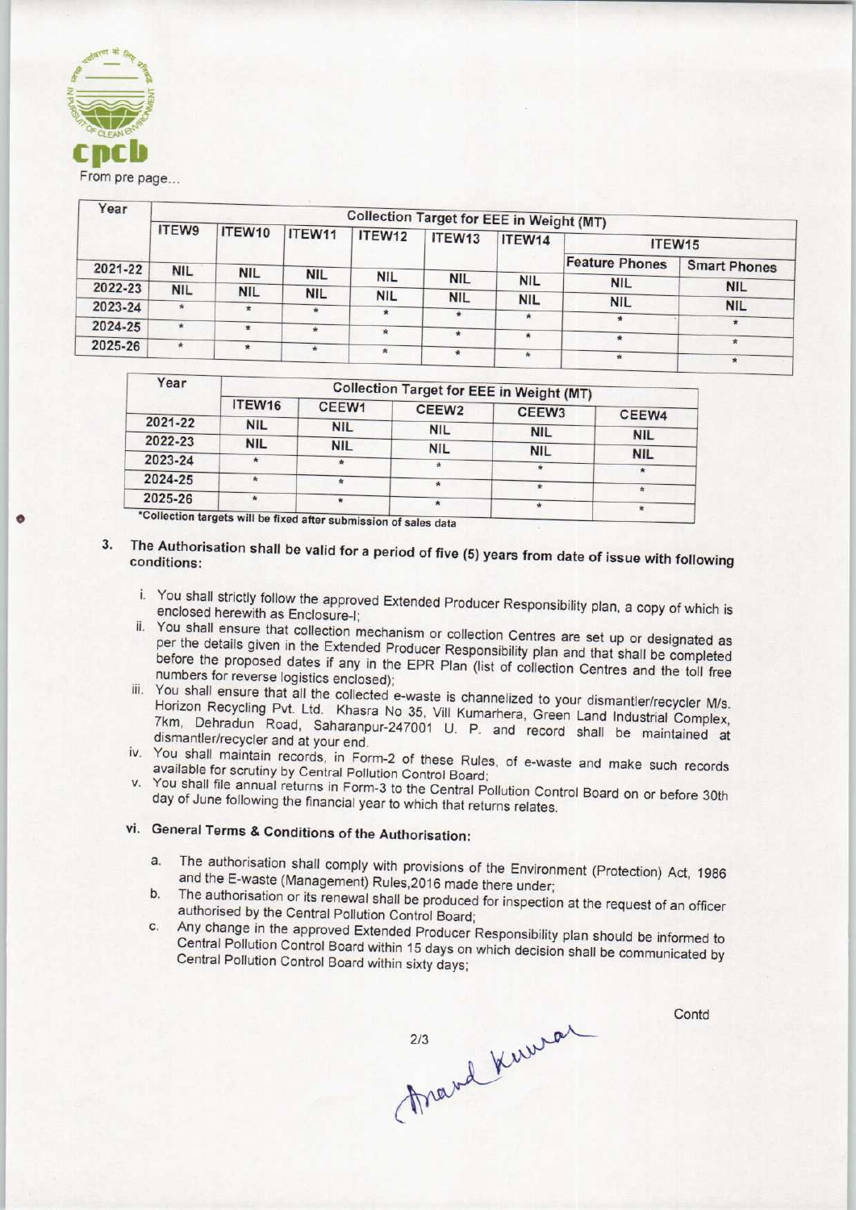From pre page...

| Year | Collection Target for EEE in Weight (MT) | | | | | | | |
|---|---|---|---|---|---|---|---|---|
| | ITEW9 | ITEW10 | ITEW11 | ITEW12 | ITEW13 | ITEW14 | ITEW15 | |
| | | | | | | | Feature Phones | Smart Phones |
| 2021-22 | NIL | NIL | NIL | NIL | NIL | NIL | NIL | NIL |
| 2022-23 | NIL | NIL | NIL | NIL | NIL | NIL | NIL | NIL |
| 2023-24 | * | * | * | * | * | * | * | * |
| 2024-25 | * | * | * | * | * | * | * | * |
| 2025-26 | * | * | * | * | * | * | * | * |

| Year | Collection Target for EEE in Weight (MT) | | | | |
|---|---|---|---|---|---|
| | ITEW16 | CEEW1 | CEEW2 | CEEW3 | CEEW4 |
| 2021-22 | NIL | NIL | NIL | NIL | NIL |
| 2022-23 | NIL | NIL | NIL | NIL | NIL |
| 2023-24 | * | * | * | * | * |
| 2024-25 | * | * | * | * | * |
| 2025-26 | * | * | * | * | * |

*Collection targets will be fixed after submission of sales data

3. **The Authorisation shall be valid for a period of five (5) years from date of issue with following conditions:**

   i. You shall strictly follow the approved Extended Producer Responsibility plan, a copy of which is enclosed herewith as Enclosure-I;

   ii. You shall ensure that collection mechanism or collection Centres are set up or designated as per the details given in the Extended Producer Responsibility plan and that shall be completed before the proposed dates if any in the EPR Plan (list of collection Centres and the toll free numbers for reverse logistics enclosed);

   iii. You shall ensure that all the collected e-waste is channelized to your dismantler/recycler M/s. Horizon Recycling Pvt. Ltd. Khasra No 35, Vill Kumarhera, Green Land Industrial Complex, 7km, Dehradun Road, Saharanpur-247001 U. P. and record shall be maintained at dismantler/recycler and at your end.

   iv. You shall maintain records, in Form-2 of these Rules, of e-waste and make such records available for scrutiny by Central Pollution Control Board;

   v. You shall file annual returns in Form-3 to the Central Pollution Control Board on or before 30th day of June following the financial year to which that returns relates.

   vi. **General Terms & Conditions of the Authorisation:**

      a. The authorisation shall comply with provisions of the Environment (Protection) Act, 1986 and the E-waste (Management) Rules,2016 made there under;

      b. The authorisation or its renewal shall be produced for inspection at the request of an officer authorised by the Central Pollution Control Board;

      c. Any change in the approved Extended Producer Responsibility plan should be informed to Central Pollution Control Board within 15 days on which decision shall be communicated by Central Pollution Control Board within sixty days;

Contd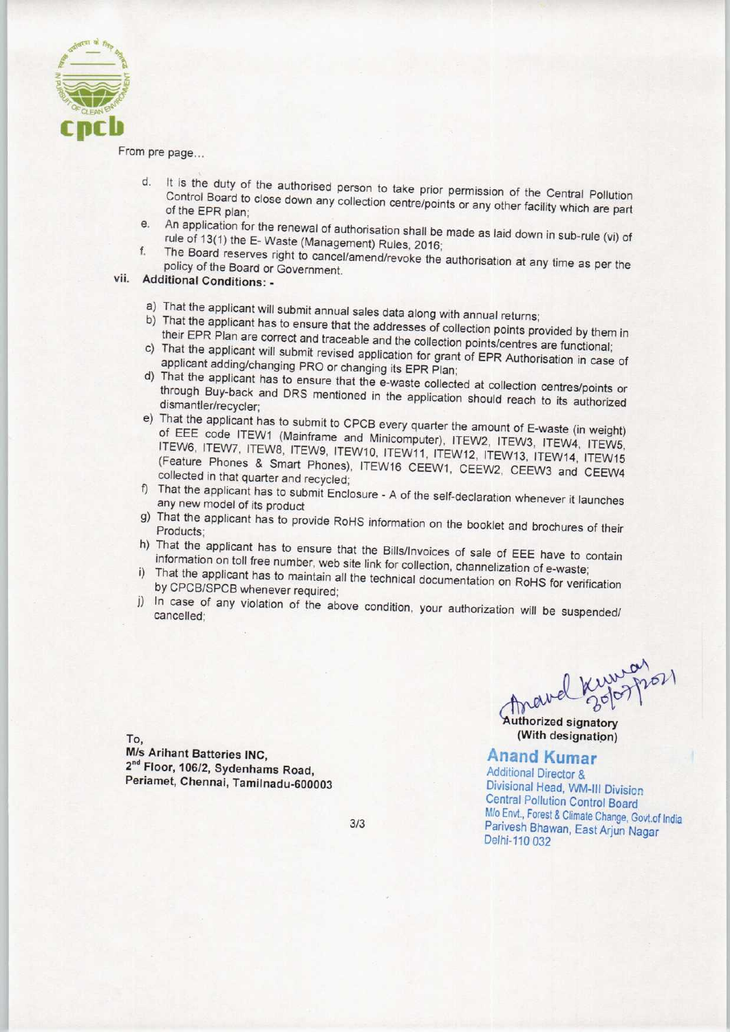From pre page...

d. It is the duty of the authorised person to take prior permission of the Central Pollution Control Board to close down any collection centre/points or any other facility which are part of the EPR plan;

e. An application for the renewal of authorisation shall be made as laid down in sub-rule (vi) of rule of 13(1) the E- Waste (Management) Rules, 2016;

f. The Board reserves right to cancel/amend/revoke the authorisation at any time as per the policy of the Board or Government.

vii. **Additional Conditions: -**

a) That the applicant will submit annual sales data along with annual returns;

b) That the applicant has to ensure that the addresses of collection points provided by them in their EPR Plan are correct and traceable and the collection points/centres are functional;

c) That the applicant will submit revised application for grant of EPR Authorisation in case of applicant adding/changing PRO or changing its EPR Plan;

d) That the applicant has to ensure that the e-waste collected at collection centres/points or through Buy-back and DRS mentioned in the application should reach to its authorized dismantler/recycler;

e) That the applicant has to submit to CPCB every quarter the amount of E-waste (in weight) of EEE code ITEW1 (Mainframe and Minicomputer), ITEW2, ITEW3, ITEW4, ITEW5, ITEW6, ITEW7, ITEW8, ITEW9, ITEW10, ITEW11, ITEW12, ITEW13, ITEW14, ITEW15 (Feature Phones & Smart Phones), ITEW16 CEEW1, CEEW2, CEEW3 and CEEW4 collected in that quarter and recycled;

f) That the applicant has to submit Enclosure - A of the self-declaration whenever it launches any new model of its product

g) That the applicant has to provide RoHS information on the booklet and brochures of their Products;

h) That the applicant has to ensure that the Bills/Invoices of sale of EEE have to contain information on toll free number, web site link for collection, channelization of e-waste;

i) That the applicant has to maintain all the technical documentation on RoHS for verification by CPCB/SPCB whenever required;

j) In case of any violation of the above condition, your authorization will be suspended/ cancelled;

Anand Kumar 20/07/2021

Authorized signatory
(With designation)

**Anand Kumar**
Additional Director &
Divisional Head, WM-III Division
Central Pollution Control Board
M/o Envt., Forest & Climate Change, Govt.of India
Parivesh Bhawan, East Arjun Nagar
Delhi-110 032

To,
**M/s Arihant Batteries INC,**
**2nd Floor, 106/2, Sydenhams Road,**
**Periamet, Chennai, Tamilnadu-600003**